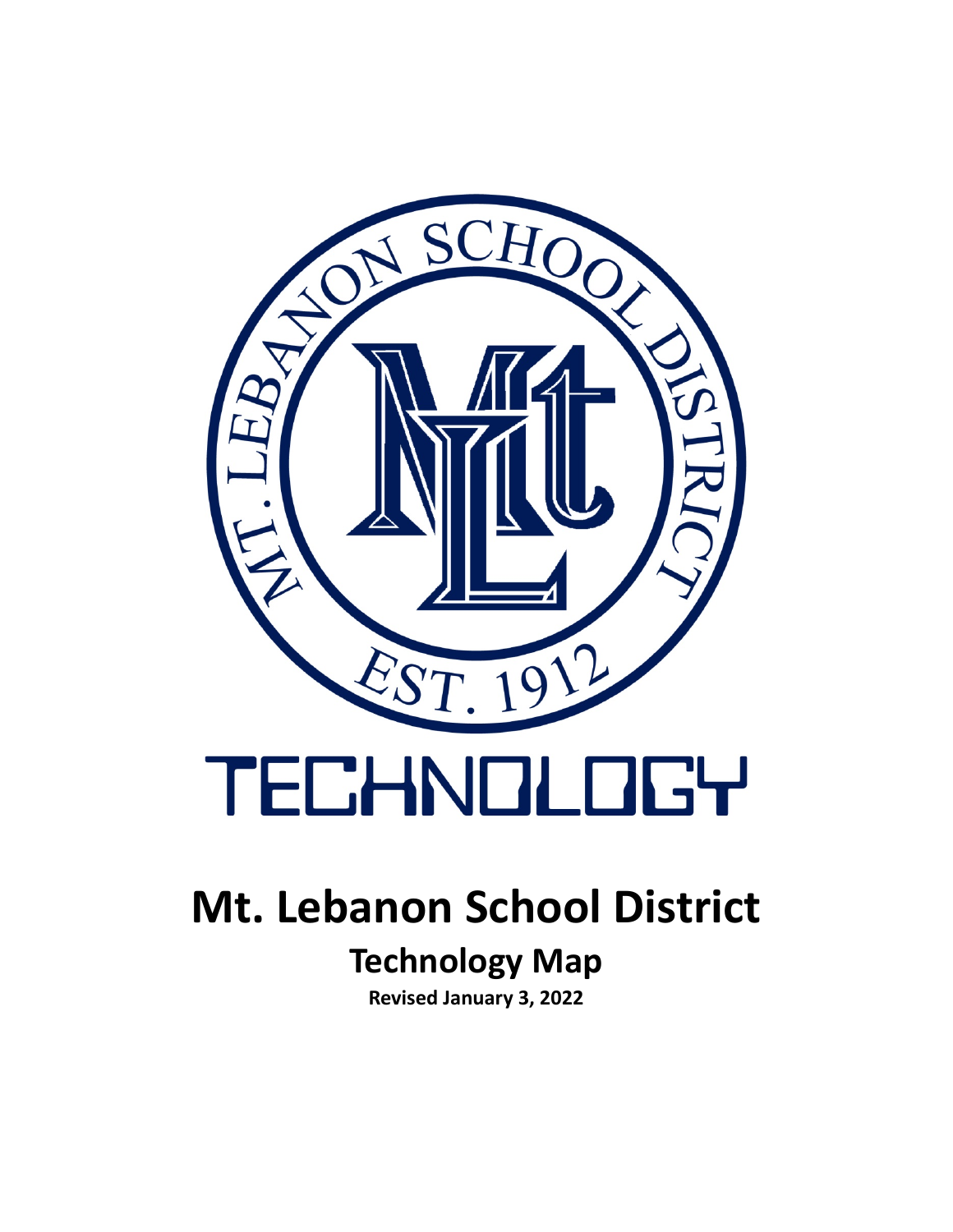MT. LEBANON SCHOOL DISTRICT

EST. 1912

TECHNOLOGY

# Mt. Lebanon School District

## Technology Map

**Revised January 3, 2022**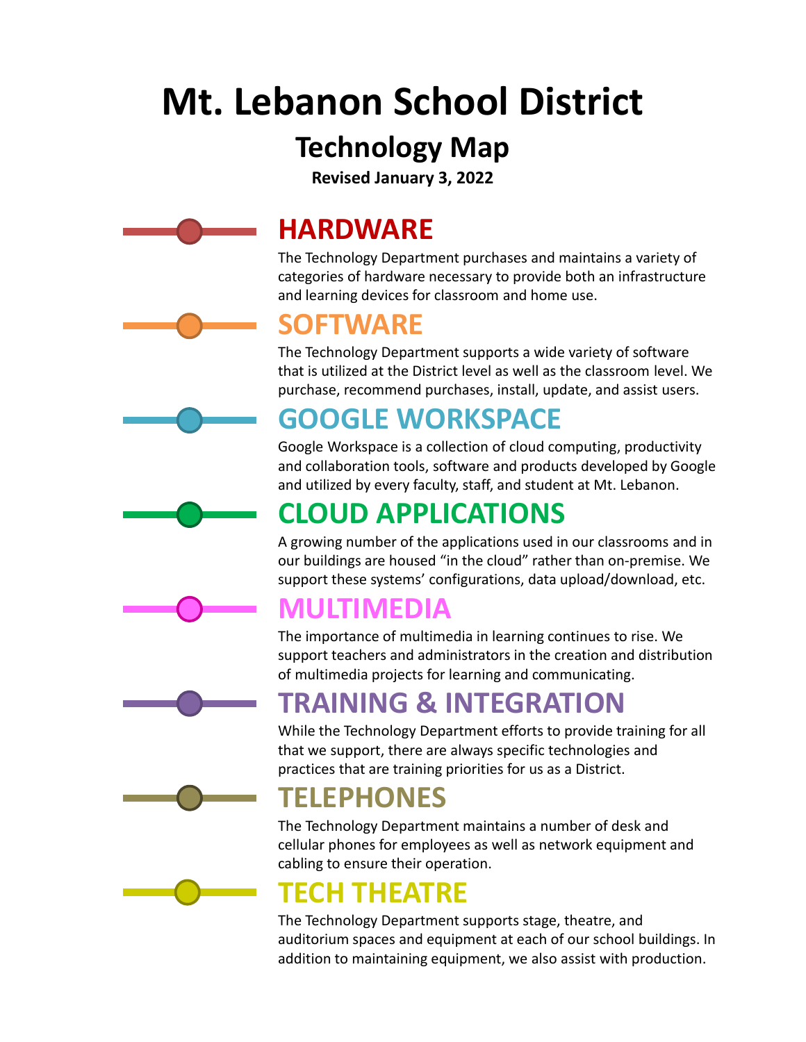# Mt. Lebanon School District

## Technology Map

**Revised January 3, 2022**

### HARDWARE

The Technology Department purchases and maintains a variety of categories of hardware necessary to provide both an infrastructure and learning devices for classroom and home use.

### SOFTWARE

The Technology Department supports a wide variety of software that is utilized at the District level as well as the classroom level. We purchase, recommend purchases, install, update, and assist users.

### GOOGLE WORKSPACE

Google Workspace is a collection of cloud computing, productivity and collaboration tools, software and products developed by Google and utilized by every faculty, staff, and student at Mt. Lebanon.

### CLOUD APPLICATIONS

A growing number of the applications used in our classrooms and in our buildings are housed "in the cloud" rather than on-premise. We support these systems' configurations, data upload/download, etc.

### MULTIMEDIA

The importance of multimedia in learning continues to rise. We support teachers and administrators in the creation and distribution of multimedia projects for learning and communicating.

### TRAINING & INTEGRATION

While the Technology Department efforts to provide training for all that we support, there are always specific technologies and practices that are training priorities for us as a District.

### TELEPHONES

The Technology Department maintains a number of desk and cellular phones for employees as well as network equipment and cabling to ensure their operation.

### TECH THEATRE

The Technology Department supports stage, theatre, and auditorium spaces and equipment at each of our school buildings. In addition to maintaining equipment, we also assist with production.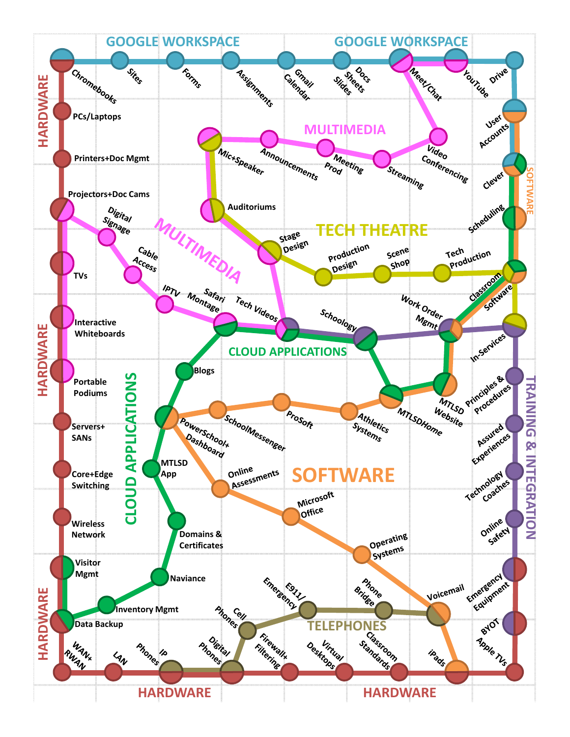# GOOGLE WORKSPACE

Chromebooks, Sites, Forms, Assignments, Gmail Calendar, Docs Sheets Slides, Meet/Chat, YouTube, Drive

# HARDWARE

Chromebooks, PCs/Laptops, Printers+Doc Mgmt, Projectors+Doc Cams, TVs, Interactive Whiteboards, Portable Podiums, Servers+SANs, Core+Edge Switching, Wireless Network, Visitor Mgmt, Data Backup, WAN+RWAN, LAN, IP Phones, Digital Phones, Firewall+Filtering, Virtual Desktops, Classroom Standards, iPads, Apple TVs, BYOT, Emergency Equipment

# MULTIMEDIA

Mic+Speaker, Announcements, Meeting Prod, Streaming, Video Conferencing, Meet/Chat, YouTube

Projectors+Doc Cams, Digital Signage, Cable Access, IPTV, Safari Montage, Tech Videos, Auditoriums, Stage Design

# TECH THEATRE

Mic+Speaker, Auditoriums, Stage Design, Production Design, Scene Shop, Tech Production, Classroom Software, In-Services

# CLOUD APPLICATIONS

Safari Montage, Tech Videos, Schoology, MTLSDHome, MTLSD Website, Work Order Mgmt, Classroom Software, Scheduling, Clever

Blogs, PowerSchool+ Dashboard, MTLSD App, Domains & Certificates, Naviance, Inventory Mgmt, Data Backup, Visitor Mgmt

# SOFTWARE

User Accounts, Clever, Scheduling, Classroom Software, Work Order Mgmt, MTLSD Website, MTLSDHome, Athletics Systems, ProSoft, SchoolMessenger, PowerSchool+ Dashboard, Online Assessments, Microsoft Office, Operating Systems, Voicemail, iPads

# TRAINING & INTEGRATION

Tech Videos, Schoology, Work Order Mgmt, In-Services, Principles & Procedures, Assured Experiences, Technology Coaches, Online Safety, Emergency Equipment, BYOT, Apple TVs

# TELEPHONES

IP Phones, Digital Phones, Cell Phones, E911/ Emergency, Phone Bridge, Voicemail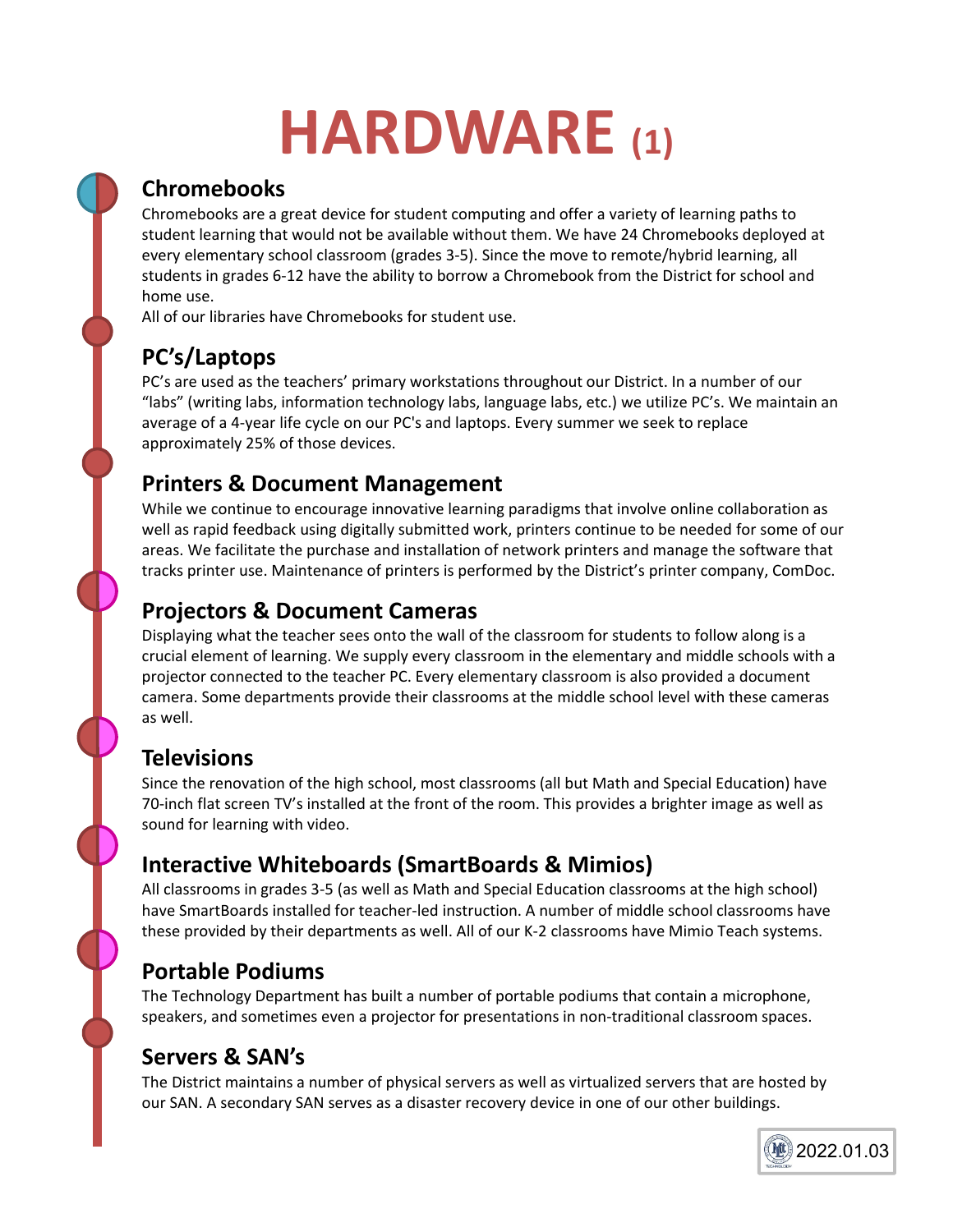# HARDWARE (1)

## Chromebooks

Chromebooks are a great device for student computing and offer a variety of learning paths to student learning that would not be available without them. We have 24 Chromebooks deployed at every elementary school classroom (grades 3-5). Since the move to remote/hybrid learning, all students in grades 6-12 have the ability to borrow a Chromebook from the District for school and home use.

All of our libraries have Chromebooks for student use.

## PC's/Laptops

PC's are used as the teachers' primary workstations throughout our District. In a number of our "labs" (writing labs, information technology labs, language labs, etc.) we utilize PC's. We maintain an average of a 4-year life cycle on our PC's and laptops. Every summer we seek to replace approximately 25% of those devices.

## Printers & Document Management

While we continue to encourage innovative learning paradigms that involve online collaboration as well as rapid feedback using digitally submitted work, printers continue to be needed for some of our areas. We facilitate the purchase and installation of network printers and manage the software that tracks printer use. Maintenance of printers is performed by the District's printer company, ComDoc.

## Projectors & Document Cameras

Displaying what the teacher sees onto the wall of the classroom for students to follow along is a crucial element of learning. We supply every classroom in the elementary and middle schools with a projector connected to the teacher PC. Every elementary classroom is also provided a document camera. Some departments provide their classrooms at the middle school level with these cameras as well.

## Televisions

Since the renovation of the high school, most classrooms (all but Math and Special Education) have 70-inch flat screen TV's installed at the front of the room. This provides a brighter image as well as sound for learning with video.

## Interactive Whiteboards (SmartBoards & Mimios)

All classrooms in grades 3-5 (as well as Math and Special Education classrooms at the high school) have SmartBoards installed for teacher-led instruction. A number of middle school classrooms have these provided by their departments as well. All of our K-2 classrooms have Mimio Teach systems.

## Portable Podiums

The Technology Department has built a number of portable podiums that contain a microphone, speakers, and sometimes even a projector for presentations in non-traditional classroom spaces.

## Servers & SAN's

The District maintains a number of physical servers as well as virtualized servers that are hosted by our SAN. A secondary SAN serves as a disaster recovery device in one of our other buildings.

2022.01.03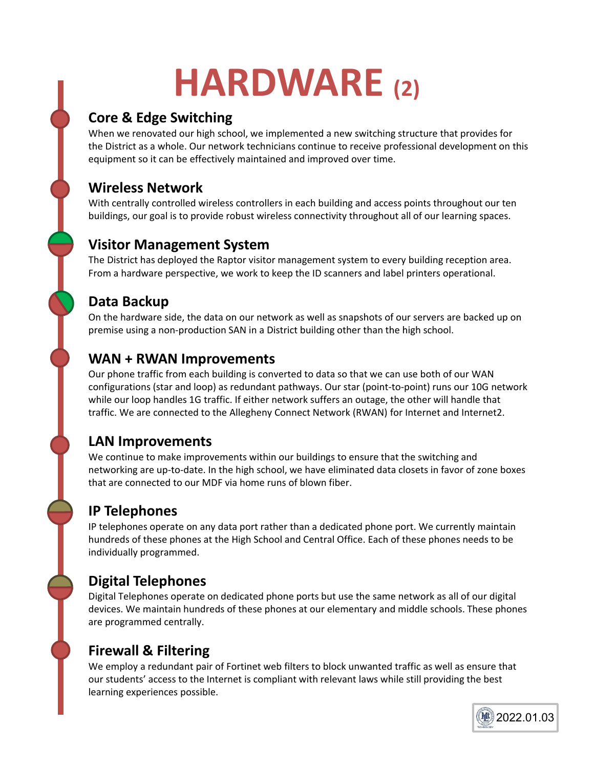# HARDWARE (2)

## Core & Edge Switching

When we renovated our high school, we implemented a new switching structure that provides for the District as a whole. Our network technicians continue to receive professional development on this equipment so it can be effectively maintained and improved over time.

## Wireless Network

With centrally controlled wireless controllers in each building and access points throughout our ten buildings, our goal is to provide robust wireless connectivity throughout all of our learning spaces.

## Visitor Management System

The District has deployed the Raptor visitor management system to every building reception area. From a hardware perspective, we work to keep the ID scanners and label printers operational.

## Data Backup

On the hardware side, the data on our network as well as snapshots of our servers are backed up on premise using a non-production SAN in a District building other than the high school.

## WAN + RWAN Improvements

Our phone traffic from each building is converted to data so that we can use both of our WAN configurations (star and loop) as redundant pathways. Our star (point-to-point) runs our 10G network while our loop handles 1G traffic. If either network suffers an outage, the other will handle that traffic. We are connected to the Allegheny Connect Network (RWAN) for Internet and Internet2.

## LAN Improvements

We continue to make improvements within our buildings to ensure that the switching and networking are up-to-date. In the high school, we have eliminated data closets in favor of zone boxes that are connected to our MDF via home runs of blown fiber.

## IP Telephones

IP telephones operate on any data port rather than a dedicated phone port. We currently maintain hundreds of these phones at the High School and Central Office. Each of these phones needs to be individually programmed.

## Digital Telephones

Digital Telephones operate on dedicated phone ports but use the same network as all of our digital devices. We maintain hundreds of these phones at our elementary and middle schools. These phones are programmed centrally.

## Firewall & Filtering

We employ a redundant pair of Fortinet web filters to block unwanted traffic as well as ensure that our students' access to the Internet is compliant with relevant laws while still providing the best learning experiences possible.

2022.01.03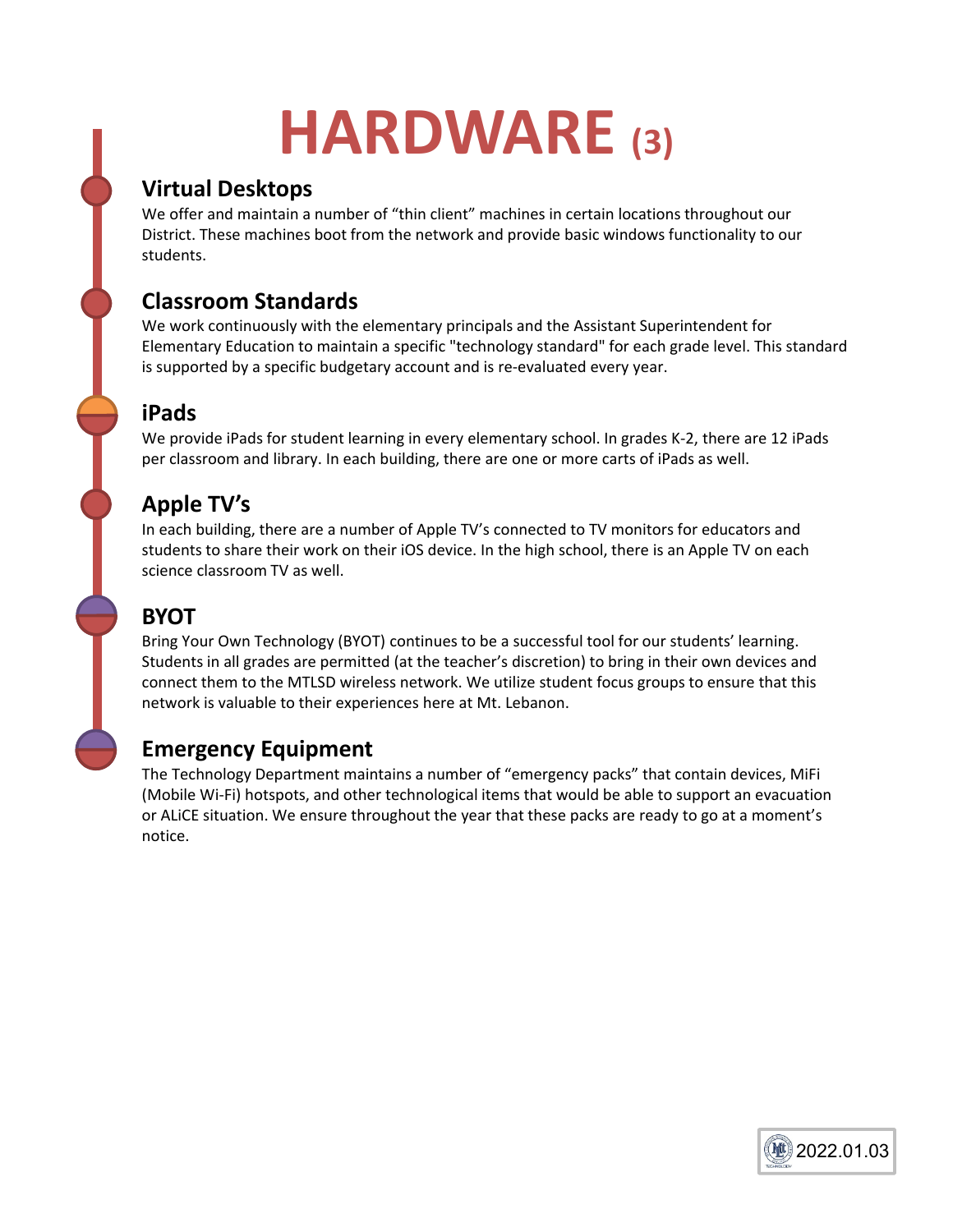# HARDWARE (3)

## Virtual Desktops

We offer and maintain a number of “thin client” machines in certain locations throughout our District. These machines boot from the network and provide basic windows functionality to our students.

## Classroom Standards

We work continuously with the elementary principals and the Assistant Superintendent for Elementary Education to maintain a specific "technology standard" for each grade level. This standard is supported by a specific budgetary account and is re-evaluated every year.

## iPads

We provide iPads for student learning in every elementary school. In grades K-2, there are 12 iPads per classroom and library. In each building, there are one or more carts of iPads as well.

## Apple TV’s

In each building, there are a number of Apple TV’s connected to TV monitors for educators and students to share their work on their iOS device. In the high school, there is an Apple TV on each science classroom TV as well.

## BYOT

Bring Your Own Technology (BYOT) continues to be a successful tool for our students’ learning. Students in all grades are permitted (at the teacher’s discretion) to bring in their own devices and connect them to the MTLSD wireless network. We utilize student focus groups to ensure that this network is valuable to their experiences here at Mt. Lebanon.

## Emergency Equipment

The Technology Department maintains a number of “emergency packs” that contain devices, MiFi (Mobile Wi-Fi) hotspots, and other technological items that would be able to support an evacuation or ALiCE situation. We ensure throughout the year that these packs are ready to go at a moment’s notice.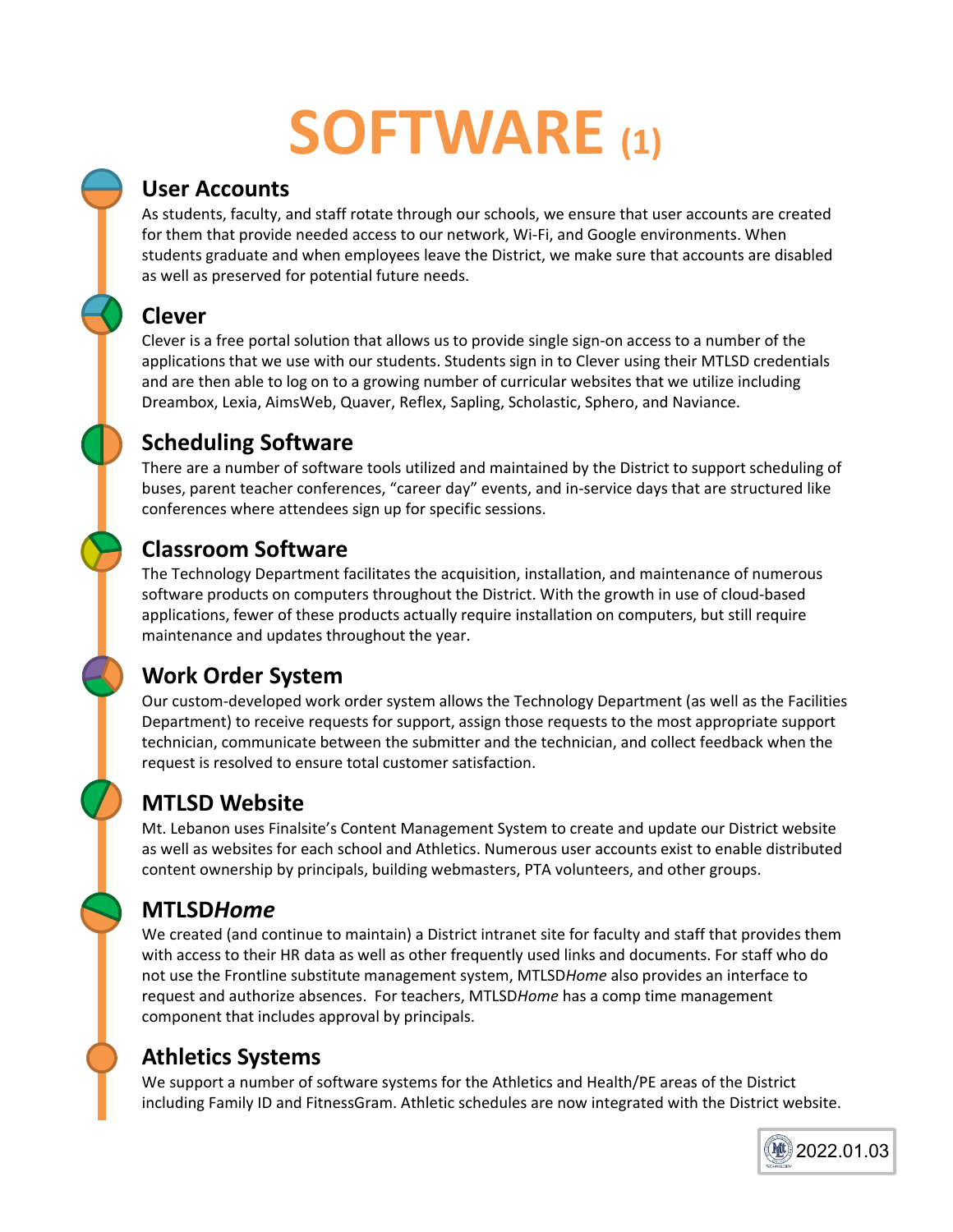# SOFTWARE (1)

## User Accounts

As students, faculty, and staff rotate through our schools, we ensure that user accounts are created for them that provide needed access to our network, Wi-Fi, and Google environments. When students graduate and when employees leave the District, we make sure that accounts are disabled as well as preserved for potential future needs.

## Clever

Clever is a free portal solution that allows us to provide single sign-on access to a number of the applications that we use with our students. Students sign in to Clever using their MTLSD credentials and are then able to log on to a growing number of curricular websites that we utilize including Dreambox, Lexia, AimsWeb, Quaver, Reflex, Sapling, Scholastic, Sphero, and Naviance.

## Scheduling Software

There are a number of software tools utilized and maintained by the District to support scheduling of buses, parent teacher conferences, "career day" events, and in-service days that are structured like conferences where attendees sign up for specific sessions.

## Classroom Software

The Technology Department facilitates the acquisition, installation, and maintenance of numerous software products on computers throughout the District. With the growth in use of cloud-based applications, fewer of these products actually require installation on computers, but still require maintenance and updates throughout the year.

## Work Order System

Our custom-developed work order system allows the Technology Department (as well as the Facilities Department) to receive requests for support, assign those requests to the most appropriate support technician, communicate between the submitter and the technician, and collect feedback when the request is resolved to ensure total customer satisfaction.

## MTLSD Website

Mt. Lebanon uses Finalsite's Content Management System to create and update our District website as well as websites for each school and Athletics. Numerous user accounts exist to enable distributed content ownership by principals, building webmasters, PTA volunteers, and other groups.

## MTLSD*Home*

We created (and continue to maintain) a District intranet site for faculty and staff that provides them with access to their HR data as well as other frequently used links and documents. For staff who do not use the Frontline substitute management system, MTLSD*Home* also provides an interface to request and authorize absences. For teachers, MTLSD*Home* has a comp time management component that includes approval by principals.

## Athletics Systems

We support a number of software systems for the Athletics and Health/PE areas of the District including Family ID and FitnessGram. Athletic schedules are now integrated with the District website.

2022.01.03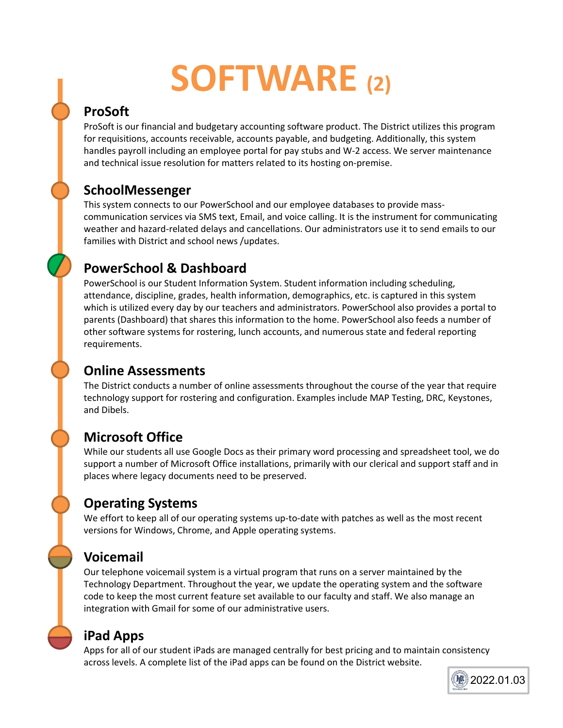# SOFTWARE (2)

## ProSoft

ProSoft is our financial and budgetary accounting software product. The District utilizes this program for requisitions, accounts receivable, accounts payable, and budgeting. Additionally, this system handles payroll including an employee portal for pay stubs and W-2 access. We server maintenance and technical issue resolution for matters related to its hosting on-premise.

## SchoolMessenger

This system connects to our PowerSchool and our employee databases to provide mass-communication services via SMS text, Email, and voice calling. It is the instrument for communicating weather and hazard-related delays and cancellations. Our administrators use it to send emails to our families with District and school news /updates.

## PowerSchool & Dashboard

PowerSchool is our Student Information System. Student information including scheduling, attendance, discipline, grades, health information, demographics, etc. is captured in this system which is utilized every day by our teachers and administrators. PowerSchool also provides a portal to parents (Dashboard) that shares this information to the home. PowerSchool also feeds a number of other software systems for rostering, lunch accounts, and numerous state and federal reporting requirements.

## Online Assessments

The District conducts a number of online assessments throughout the course of the year that require technology support for rostering and configuration. Examples include MAP Testing, DRC, Keystones, and Dibels.

## Microsoft Office

While our students all use Google Docs as their primary word processing and spreadsheet tool, we do support a number of Microsoft Office installations, primarily with our clerical and support staff and in places where legacy documents need to be preserved.

## Operating Systems

We effort to keep all of our operating systems up-to-date with patches as well as the most recent versions for Windows, Chrome, and Apple operating systems.

## Voicemail

Our telephone voicemail system is a virtual program that runs on a server maintained by the Technology Department. Throughout the year, we update the operating system and the software code to keep the most current feature set available to our faculty and staff. We also manage an integration with Gmail for some of our administrative users.

## iPad Apps

Apps for all of our student iPads are managed centrally for best pricing and to maintain consistency across levels. A complete list of the iPad apps can be found on the District website.

2022.01.03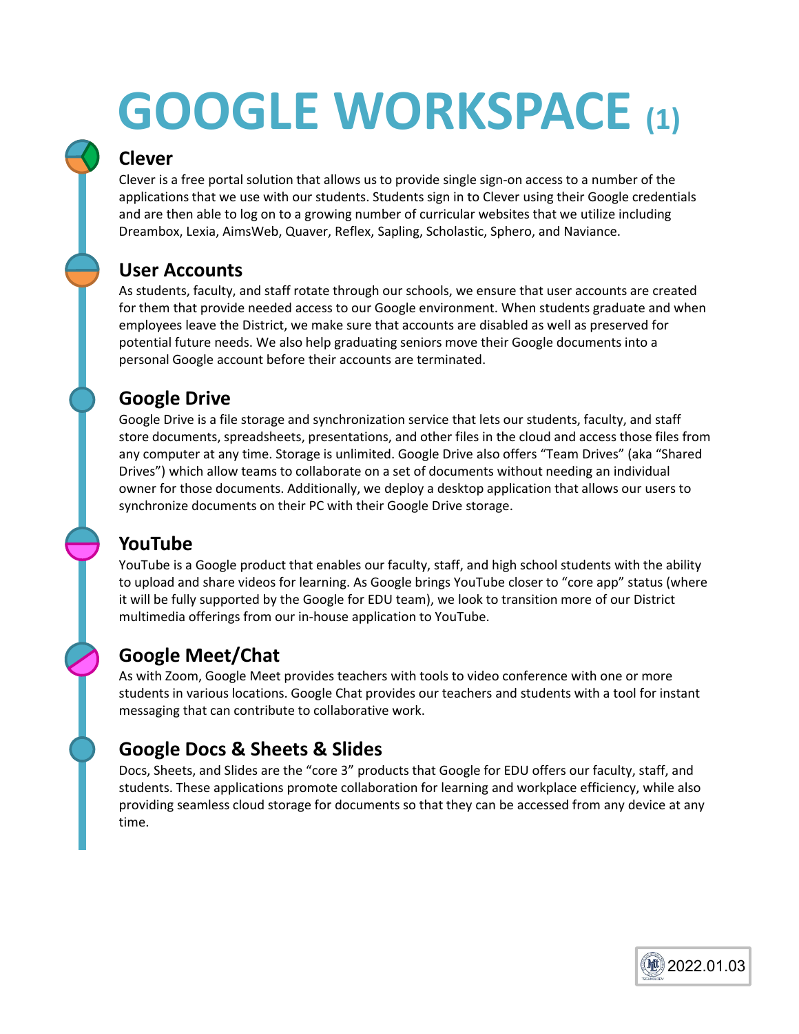# GOOGLE WORKSPACE (1)

## Clever

Clever is a free portal solution that allows us to provide single sign-on access to a number of the applications that we use with our students. Students sign in to Clever using their Google credentials and are then able to log on to a growing number of curricular websites that we utilize including Dreambox, Lexia, AimsWeb, Quaver, Reflex, Sapling, Scholastic, Sphero, and Naviance.

## User Accounts

As students, faculty, and staff rotate through our schools, we ensure that user accounts are created for them that provide needed access to our Google environment. When students graduate and when employees leave the District, we make sure that accounts are disabled as well as preserved for potential future needs. We also help graduating seniors move their Google documents into a personal Google account before their accounts are terminated.

## Google Drive

Google Drive is a file storage and synchronization service that lets our students, faculty, and staff store documents, spreadsheets, presentations, and other files in the cloud and access those files from any computer at any time. Storage is unlimited. Google Drive also offers "Team Drives" (aka "Shared Drives") which allow teams to collaborate on a set of documents without needing an individual owner for those documents. Additionally, we deploy a desktop application that allows our users to synchronize documents on their PC with their Google Drive storage.

## YouTube

YouTube is a Google product that enables our faculty, staff, and high school students with the ability to upload and share videos for learning. As Google brings YouTube closer to "core app" status (where it will be fully supported by the Google for EDU team), we look to transition more of our District multimedia offerings from our in-house application to YouTube.

## Google Meet/Chat

As with Zoom, Google Meet provides teachers with tools to video conference with one or more students in various locations. Google Chat provides our teachers and students with a tool for instant messaging that can contribute to collaborative work.

## Google Docs & Sheets & Slides

Docs, Sheets, and Slides are the "core 3" products that Google for EDU offers our faculty, staff, and students. These applications promote collaboration for learning and workplace efficiency, while also providing seamless cloud storage for documents so that they can be accessed from any device at any time.

2022.01.03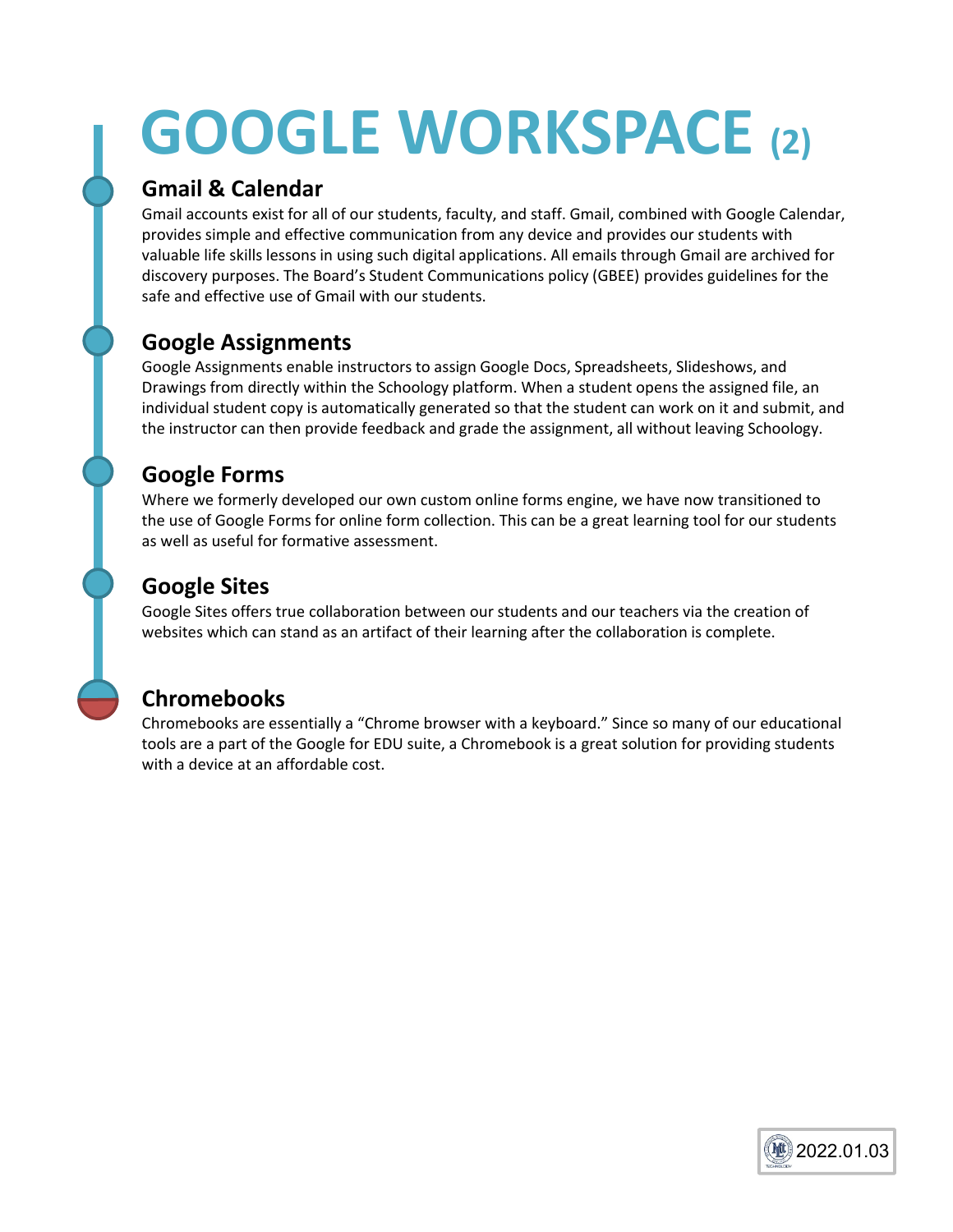# GOOGLE WORKSPACE (2)

## Gmail & Calendar

Gmail accounts exist for all of our students, faculty, and staff. Gmail, combined with Google Calendar, provides simple and effective communication from any device and provides our students with valuable life skills lessons in using such digital applications. All emails through Gmail are archived for discovery purposes. The Board's Student Communications policy (GBEE) provides guidelines for the safe and effective use of Gmail with our students.

## Google Assignments

Google Assignments enable instructors to assign Google Docs, Spreadsheets, Slideshows, and Drawings from directly within the Schoology platform. When a student opens the assigned file, an individual student copy is automatically generated so that the student can work on it and submit, and the instructor can then provide feedback and grade the assignment, all without leaving Schoology.

## Google Forms

Where we formerly developed our own custom online forms engine, we have now transitioned to the use of Google Forms for online form collection. This can be a great learning tool for our students as well as useful for formative assessment.

## Google Sites

Google Sites offers true collaboration between our students and our teachers via the creation of websites which can stand as an artifact of their learning after the collaboration is complete.

## Chromebooks

Chromebooks are essentially a "Chrome browser with a keyboard." Since so many of our educational tools are a part of the Google for EDU suite, a Chromebook is a great solution for providing students with a device at an affordable cost.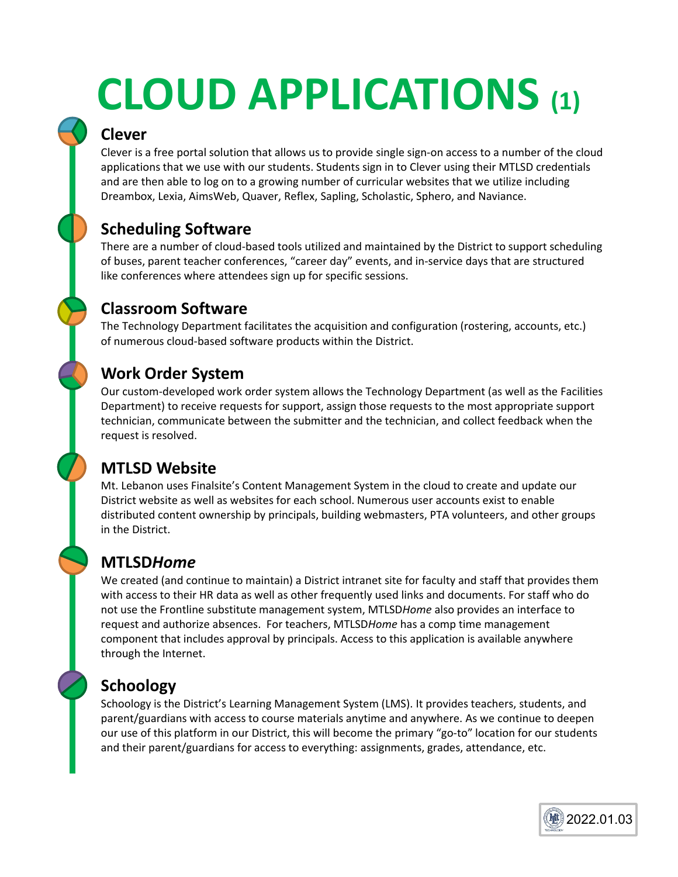# CLOUD APPLICATIONS (1)

## Clever

Clever is a free portal solution that allows us to provide single sign-on access to a number of the cloud applications that we use with our students. Students sign in to Clever using their MTLSD credentials and are then able to log on to a growing number of curricular websites that we utilize including Dreambox, Lexia, AimsWeb, Quaver, Reflex, Sapling, Scholastic, Sphero, and Naviance.

## Scheduling Software

There are a number of cloud-based tools utilized and maintained by the District to support scheduling of buses, parent teacher conferences, "career day" events, and in-service days that are structured like conferences where attendees sign up for specific sessions.

## Classroom Software

The Technology Department facilitates the acquisition and configuration (rostering, accounts, etc.) of numerous cloud-based software products within the District.

## Work Order System

Our custom-developed work order system allows the Technology Department (as well as the Facilities Department) to receive requests for support, assign those requests to the most appropriate support technician, communicate between the submitter and the technician, and collect feedback when the request is resolved.

## MTLSD Website

Mt. Lebanon uses Finalsite's Content Management System in the cloud to create and update our District website as well as websites for each school. Numerous user accounts exist to enable distributed content ownership by principals, building webmasters, PTA volunteers, and other groups in the District.

## MTLSD*Home*

We created (and continue to maintain) a District intranet site for faculty and staff that provides them with access to their HR data as well as other frequently used links and documents. For staff who do not use the Frontline substitute management system, MTLSD*Home* also provides an interface to request and authorize absences. For teachers, MTLSD*Home* has a comp time management component that includes approval by principals. Access to this application is available anywhere through the Internet.

## Schoology

Schoology is the District's Learning Management System (LMS). It provides teachers, students, and parent/guardians with access to course materials anytime and anywhere. As we continue to deepen our use of this platform in our District, this will become the primary "go-to" location for our students and their parent/guardians for access to everything: assignments, grades, attendance, etc.

2022.01.03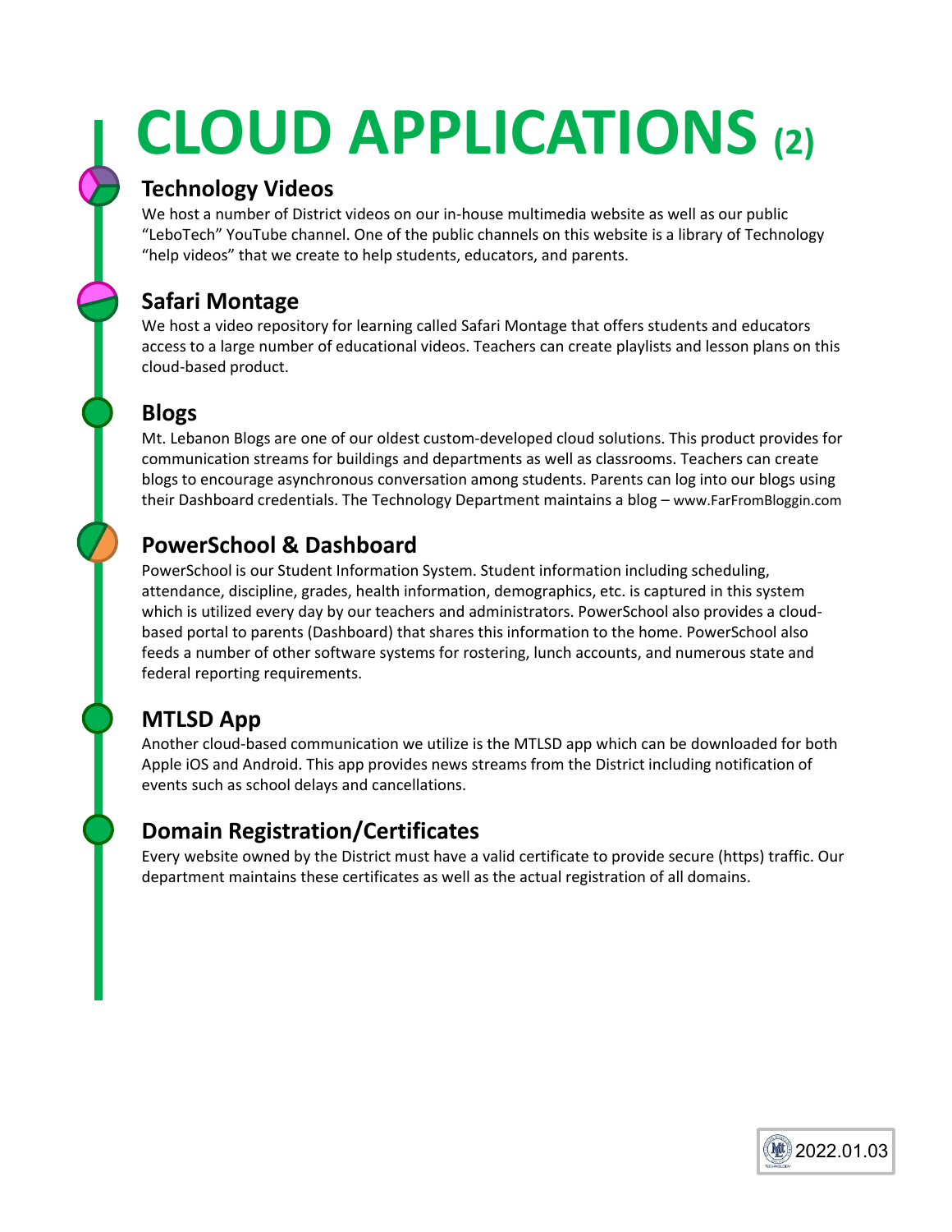# CLOUD APPLICATIONS (2)

## Technology Videos

We host a number of District videos on our in-house multimedia website as well as our public "LeboTech" YouTube channel. One of the public channels on this website is a library of Technology "help videos" that we create to help students, educators, and parents.

## Safari Montage

We host a video repository for learning called Safari Montage that offers students and educators access to a large number of educational videos. Teachers can create playlists and lesson plans on this cloud-based product.

## Blogs

Mt. Lebanon Blogs are one of our oldest custom-developed cloud solutions. This product provides for communication streams for buildings and departments as well as classrooms. Teachers can create blogs to encourage asynchronous conversation among students. Parents can log into our blogs using their Dashboard credentials. The Technology Department maintains a blog – www.FarFromBloggin.com

## PowerSchool & Dashboard

PowerSchool is our Student Information System. Student information including scheduling, attendance, discipline, grades, health information, demographics, etc. is captured in this system which is utilized every day by our teachers and administrators. PowerSchool also provides a cloud-based portal to parents (Dashboard) that shares this information to the home. PowerSchool also feeds a number of other software systems for rostering, lunch accounts, and numerous state and federal reporting requirements.

## MTLSD App

Another cloud-based communication we utilize is the MTLSD app which can be downloaded for both Apple iOS and Android. This app provides news streams from the District including notification of events such as school delays and cancellations.

## Domain Registration/Certificates

Every website owned by the District must have a valid certificate to provide secure (https) traffic. Our department maintains these certificates as well as the actual registration of all domains.

2022.01.03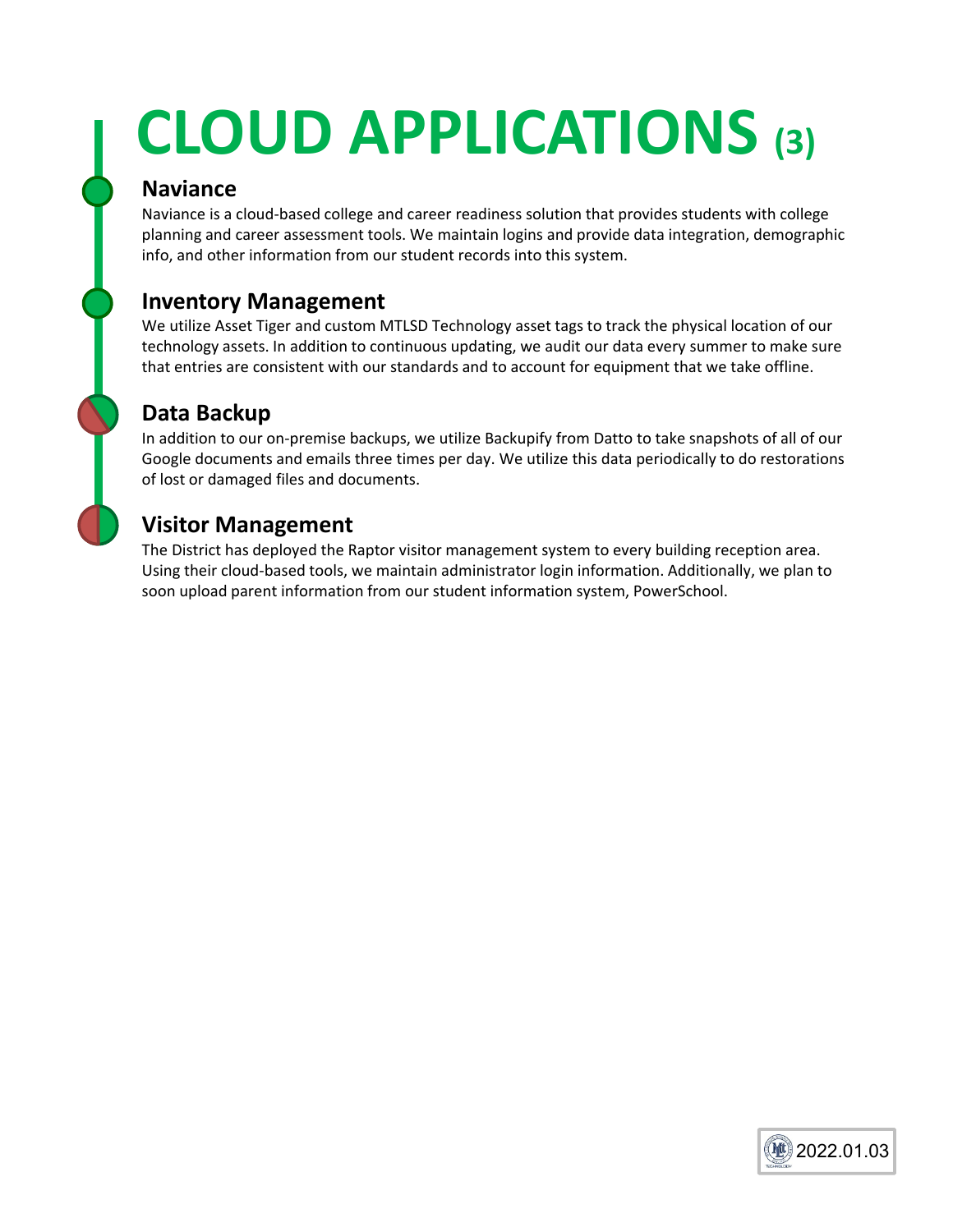# CLOUD APPLICATIONS (3)

## Naviance

Naviance is a cloud-based college and career readiness solution that provides students with college planning and career assessment tools. We maintain logins and provide data integration, demographic info, and other information from our student records into this system.

## Inventory Management

We utilize Asset Tiger and custom MTLSD Technology asset tags to track the physical location of our technology assets. In addition to continuous updating, we audit our data every summer to make sure that entries are consistent with our standards and to account for equipment that we take offline.

## Data Backup

In addition to our on-premise backups, we utilize Backupify from Datto to take snapshots of all of our Google documents and emails three times per day. We utilize this data periodically to do restorations of lost or damaged files and documents.

## Visitor Management

The District has deployed the Raptor visitor management system to every building reception area. Using their cloud-based tools, we maintain administrator login information. Additionally, we plan to soon upload parent information from our student information system, PowerSchool.

2022.01.03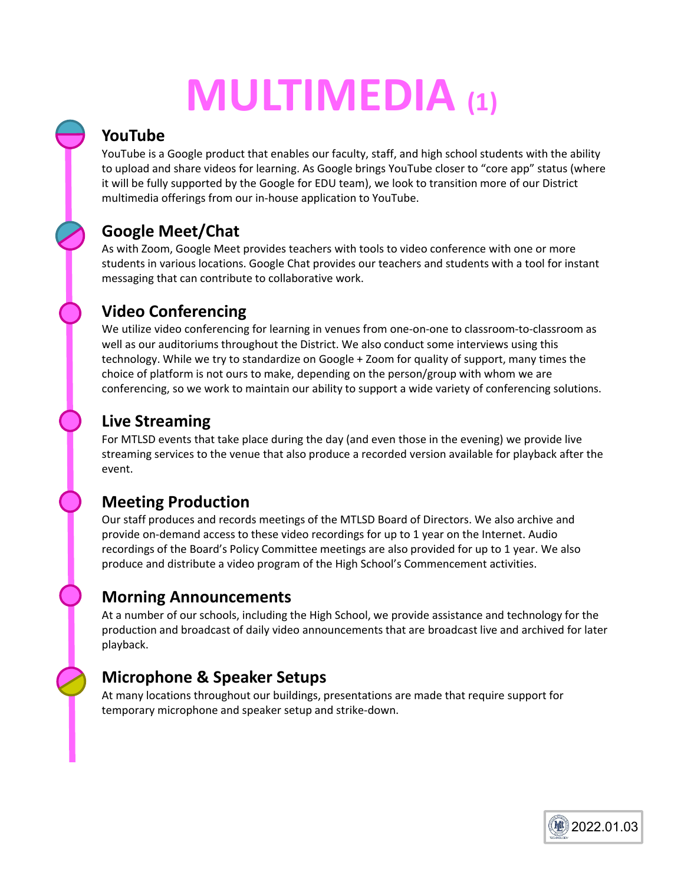# MULTIMEDIA (1)

## YouTube

YouTube is a Google product that enables our faculty, staff, and high school students with the ability to upload and share videos for learning. As Google brings YouTube closer to "core app" status (where it will be fully supported by the Google for EDU team), we look to transition more of our District multimedia offerings from our in-house application to YouTube.

## Google Meet/Chat

As with Zoom, Google Meet provides teachers with tools to video conference with one or more students in various locations. Google Chat provides our teachers and students with a tool for instant messaging that can contribute to collaborative work.

## Video Conferencing

We utilize video conferencing for learning in venues from one-on-one to classroom-to-classroom as well as our auditoriums throughout the District. We also conduct some interviews using this technology. While we try to standardize on Google + Zoom for quality of support, many times the choice of platform is not ours to make, depending on the person/group with whom we are conferencing, so we work to maintain our ability to support a wide variety of conferencing solutions.

## Live Streaming

For MTLSD events that take place during the day (and even those in the evening) we provide live streaming services to the venue that also produce a recorded version available for playback after the event.

## Meeting Production

Our staff produces and records meetings of the MTLSD Board of Directors. We also archive and provide on-demand access to these video recordings for up to 1 year on the Internet. Audio recordings of the Board's Policy Committee meetings are also provided for up to 1 year. We also produce and distribute a video program of the High School's Commencement activities.

## Morning Announcements

At a number of our schools, including the High School, we provide assistance and technology for the production and broadcast of daily video announcements that are broadcast live and archived for later playback.

## Microphone & Speaker Setups

At many locations throughout our buildings, presentations are made that require support for temporary microphone and speaker setup and strike-down.

2022.01.03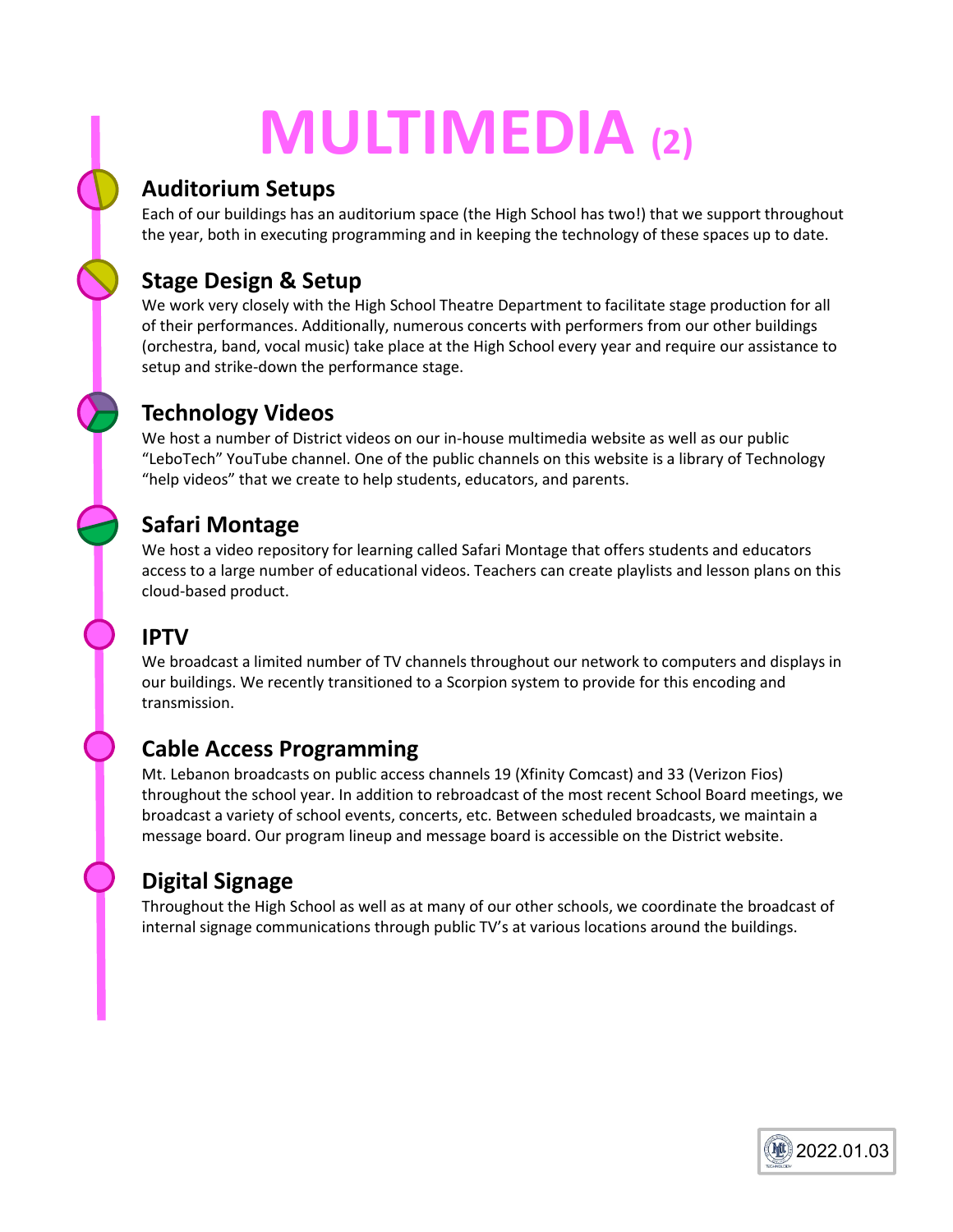# MULTIMEDIA (2)

## Auditorium Setups

Each of our buildings has an auditorium space (the High School has two!) that we support throughout the year, both in executing programming and in keeping the technology of these spaces up to date.

## Stage Design & Setup

We work very closely with the High School Theatre Department to facilitate stage production for all of their performances. Additionally, numerous concerts with performers from our other buildings (orchestra, band, vocal music) take place at the High School every year and require our assistance to setup and strike-down the performance stage.

## Technology Videos

We host a number of District videos on our in-house multimedia website as well as our public "LeboTech" YouTube channel. One of the public channels on this website is a library of Technology "help videos" that we create to help students, educators, and parents.

## Safari Montage

We host a video repository for learning called Safari Montage that offers students and educators access to a large number of educational videos. Teachers can create playlists and lesson plans on this cloud-based product.

## IPTV

We broadcast a limited number of TV channels throughout our network to computers and displays in our buildings. We recently transitioned to a Scorpion system to provide for this encoding and transmission.

## Cable Access Programming

Mt. Lebanon broadcasts on public access channels 19 (Xfinity Comcast) and 33 (Verizon Fios) throughout the school year. In addition to rebroadcast of the most recent School Board meetings, we broadcast a variety of school events, concerts, etc. Between scheduled broadcasts, we maintain a message board. Our program lineup and message board is accessible on the District website.

## Digital Signage

Throughout the High School as well as at many of our other schools, we coordinate the broadcast of internal signage communications through public TV's at various locations around the buildings.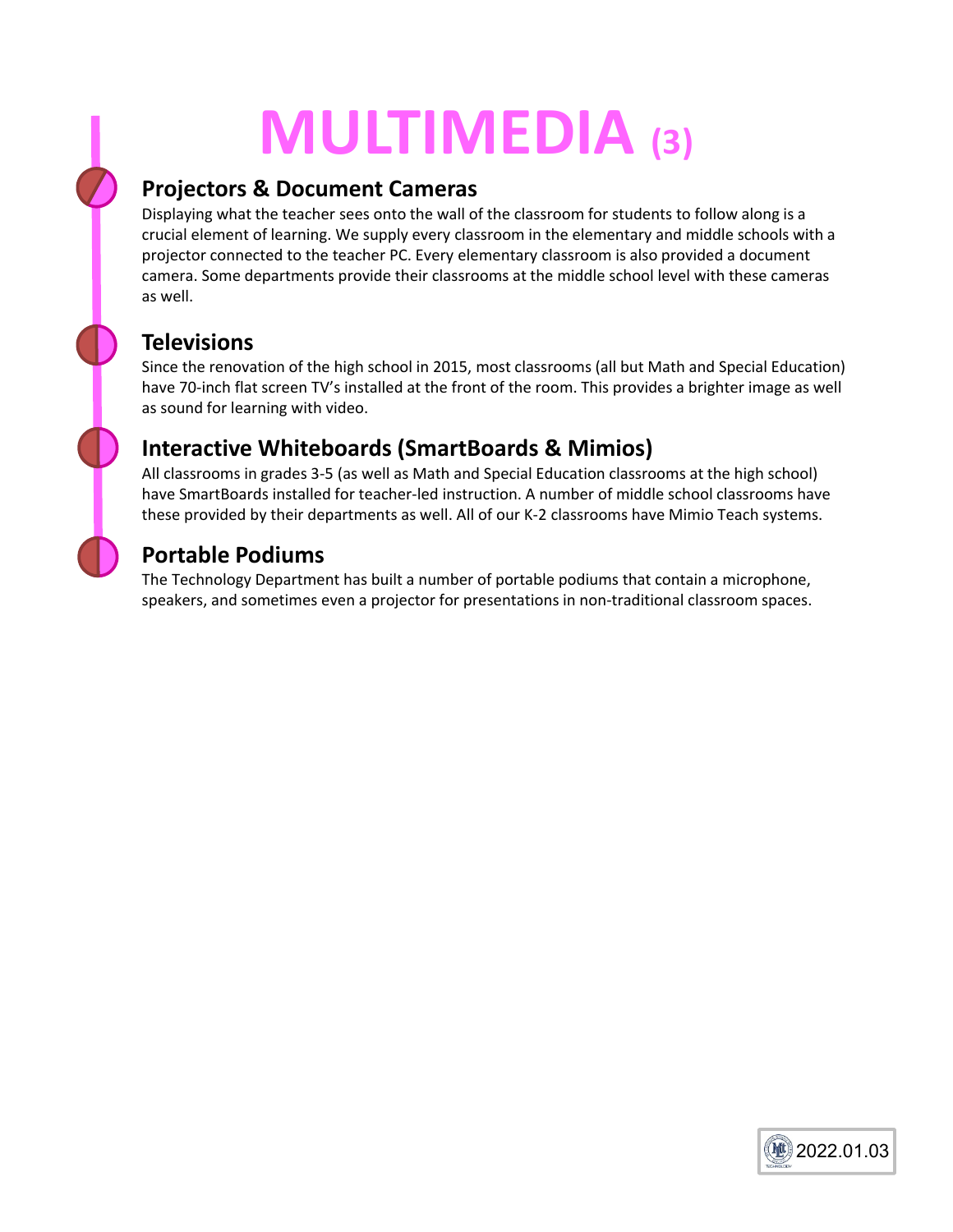# MULTIMEDIA (3)

## Projectors & Document Cameras

Displaying what the teacher sees onto the wall of the classroom for students to follow along is a crucial element of learning. We supply every classroom in the elementary and middle schools with a projector connected to the teacher PC. Every elementary classroom is also provided a document camera. Some departments provide their classrooms at the middle school level with these cameras as well.

## Televisions

Since the renovation of the high school in 2015, most classrooms (all but Math and Special Education) have 70-inch flat screen TV's installed at the front of the room. This provides a brighter image as well as sound for learning with video.

## Interactive Whiteboards (SmartBoards & Mimios)

All classrooms in grades 3-5 (as well as Math and Special Education classrooms at the high school) have SmartBoards installed for teacher-led instruction. A number of middle school classrooms have these provided by their departments as well. All of our K-2 classrooms have Mimio Teach systems.

## Portable Podiums

The Technology Department has built a number of portable podiums that contain a microphone, speakers, and sometimes even a projector for presentations in non-traditional classroom spaces.

2022.01.03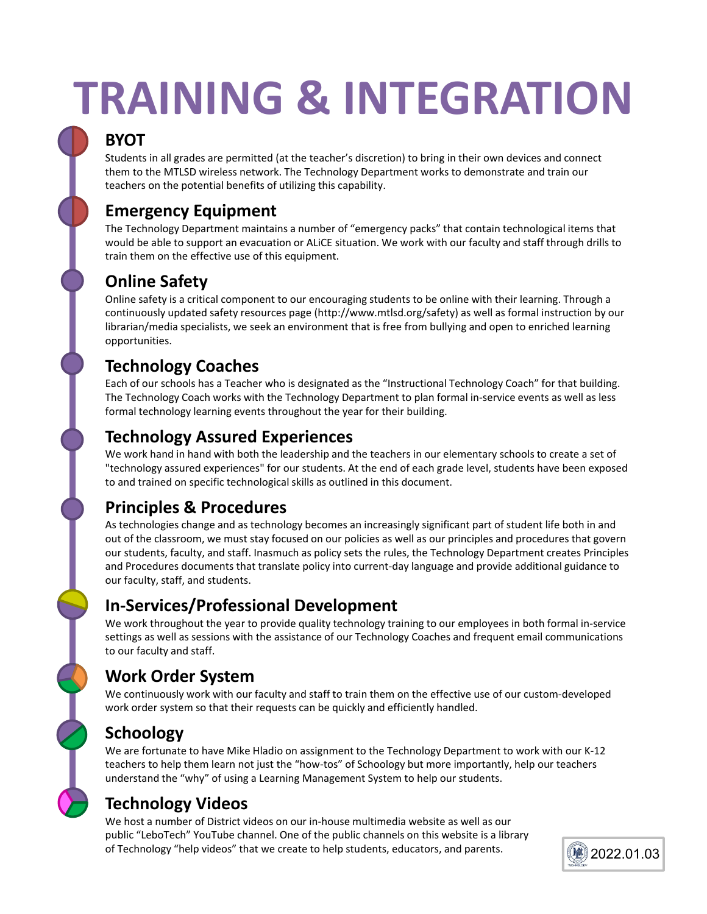# TRAINING & INTEGRATION

## BYOT

Students in all grades are permitted (at the teacher's discretion) to bring in their own devices and connect them to the MTLSD wireless network. The Technology Department works to demonstrate and train our teachers on the potential benefits of utilizing this capability.

## Emergency Equipment

The Technology Department maintains a number of "emergency packs" that contain technological items that would be able to support an evacuation or ALiCE situation. We work with our faculty and staff through drills to train them on the effective use of this equipment.

## Online Safety

Online safety is a critical component to our encouraging students to be online with their learning. Through a continuously updated safety resources page (http://www.mtlsd.org/safety) as well as formal instruction by our librarian/media specialists, we seek an environment that is free from bullying and open to enriched learning opportunities.

## Technology Coaches

Each of our schools has a Teacher who is designated as the "Instructional Technology Coach" for that building. The Technology Coach works with the Technology Department to plan formal in-service events as well as less formal technology learning events throughout the year for their building.

## Technology Assured Experiences

We work hand in hand with both the leadership and the teachers in our elementary schools to create a set of "technology assured experiences" for our students. At the end of each grade level, students have been exposed to and trained on specific technological skills as outlined in this document.

## Principles & Procedures

As technologies change and as technology becomes an increasingly significant part of student life both in and out of the classroom, we must stay focused on our policies as well as our principles and procedures that govern our students, faculty, and staff. Inasmuch as policy sets the rules, the Technology Department creates Principles and Procedures documents that translate policy into current-day language and provide additional guidance to our faculty, staff, and students.

## In-Services/Professional Development

We work throughout the year to provide quality technology training to our employees in both formal in-service settings as well as sessions with the assistance of our Technology Coaches and frequent email communications to our faculty and staff.

## Work Order System

We continuously work with our faculty and staff to train them on the effective use of our custom-developed work order system so that their requests can be quickly and efficiently handled.

## Schoology

We are fortunate to have Mike Hladio on assignment to the Technology Department to work with our K-12 teachers to help them learn not just the "how-tos" of Schoology but more importantly, help our teachers understand the "why" of using a Learning Management System to help our students.

## Technology Videos

We host a number of District videos on our in-house multimedia website as well as our public "LeboTech" YouTube channel. One of the public channels on this website is a library of Technology "help videos" that we create to help students, educators, and parents.

2022.01.03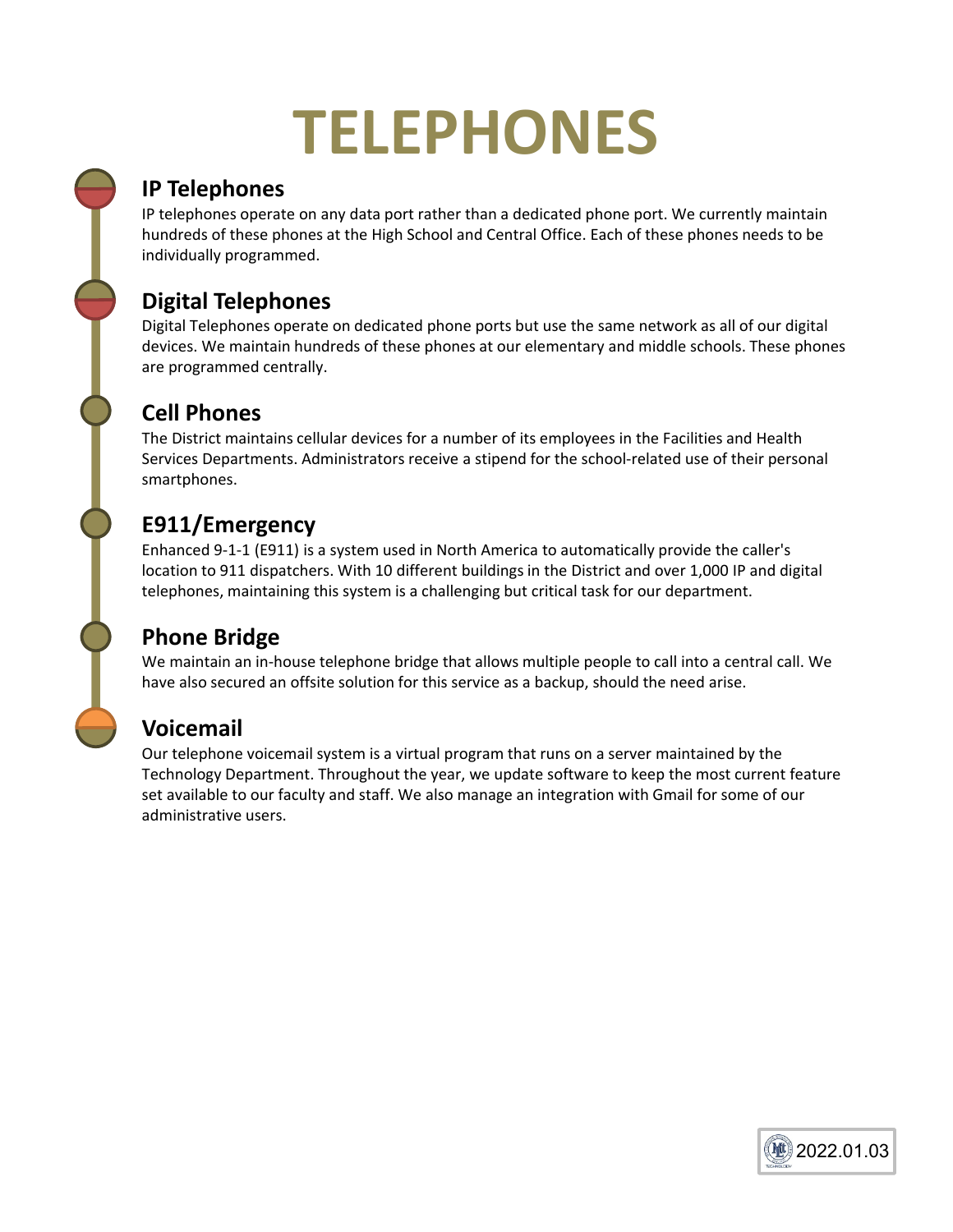# TELEPHONES

## IP Telephones

IP telephones operate on any data port rather than a dedicated phone port. We currently maintain hundreds of these phones at the High School and Central Office. Each of these phones needs to be individually programmed.

## Digital Telephones

Digital Telephones operate on dedicated phone ports but use the same network as all of our digital devices. We maintain hundreds of these phones at our elementary and middle schools. These phones are programmed centrally.

## Cell Phones

The District maintains cellular devices for a number of its employees in the Facilities and Health Services Departments. Administrators receive a stipend for the school-related use of their personal smartphones.

## E911/Emergency

Enhanced 9-1-1 (E911) is a system used in North America to automatically provide the caller's location to 911 dispatchers. With 10 different buildings in the District and over 1,000 IP and digital telephones, maintaining this system is a challenging but critical task for our department.

## Phone Bridge

We maintain an in-house telephone bridge that allows multiple people to call into a central call. We have also secured an offsite solution for this service as a backup, should the need arise.

## Voicemail

Our telephone voicemail system is a virtual program that runs on a server maintained by the Technology Department. Throughout the year, we update software to keep the most current feature set available to our faculty and staff. We also manage an integration with Gmail for some of our administrative users.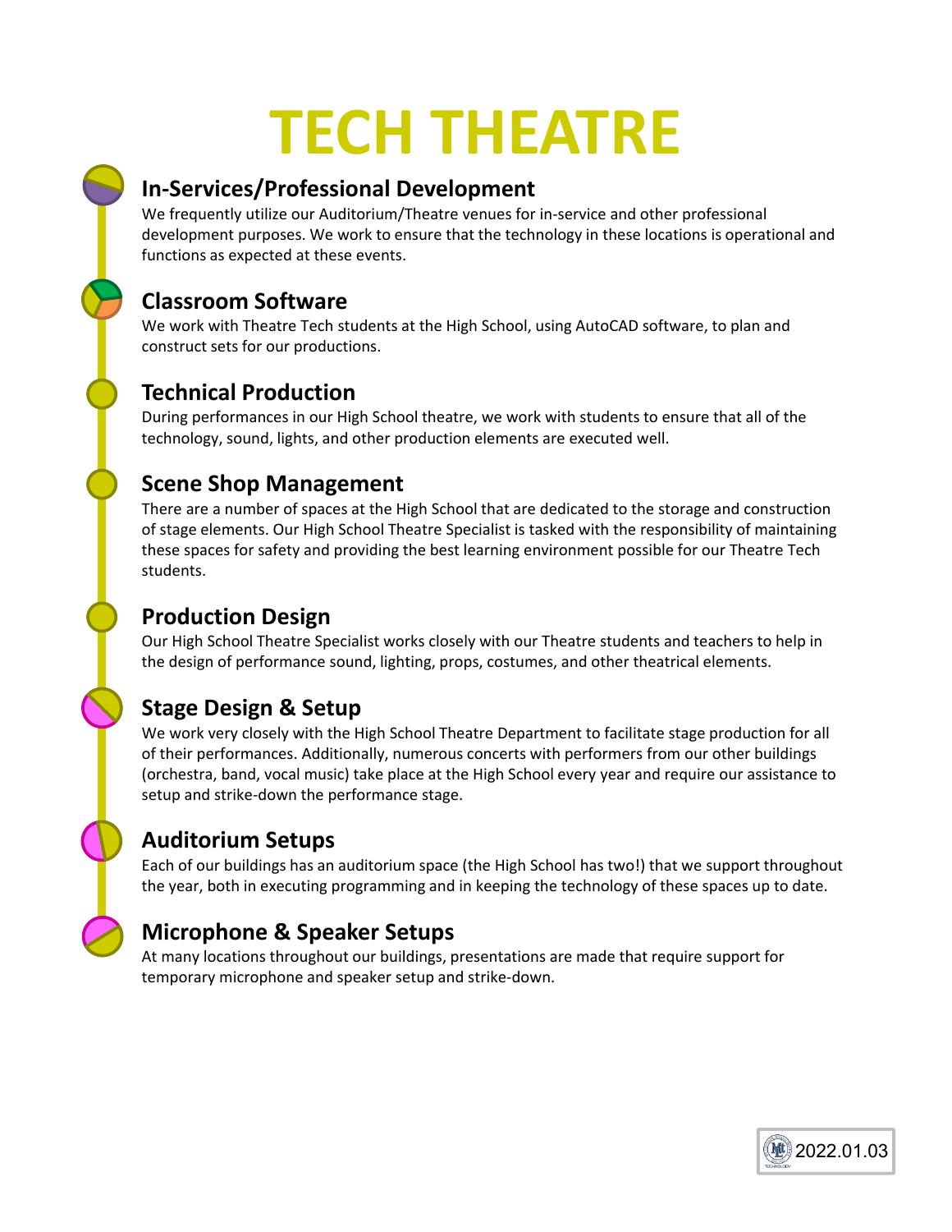# TECH THEATRE

## In-Services/Professional Development

We frequently utilize our Auditorium/Theatre venues for in-service and other professional development purposes. We work to ensure that the technology in these locations is operational and functions as expected at these events.

## Classroom Software

We work with Theatre Tech students at the High School, using AutoCAD software, to plan and construct sets for our productions.

## Technical Production

During performances in our High School theatre, we work with students to ensure that all of the technology, sound, lights, and other production elements are executed well.

## Scene Shop Management

There are a number of spaces at the High School that are dedicated to the storage and construction of stage elements. Our High School Theatre Specialist is tasked with the responsibility of maintaining these spaces for safety and providing the best learning environment possible for our Theatre Tech students.

## Production Design

Our High School Theatre Specialist works closely with our Theatre students and teachers to help in the design of performance sound, lighting, props, costumes, and other theatrical elements.

## Stage Design & Setup

We work very closely with the High School Theatre Department to facilitate stage production for all of their performances. Additionally, numerous concerts with performers from our other buildings (orchestra, band, vocal music) take place at the High School every year and require our assistance to setup and strike-down the performance stage.

## Auditorium Setups

Each of our buildings has an auditorium space (the High School has two!) that we support throughout the year, both in executing programming and in keeping the technology of these spaces up to date.

## Microphone & Speaker Setups

At many locations throughout our buildings, presentations are made that require support for temporary microphone and speaker setup and strike-down.

2022.01.03